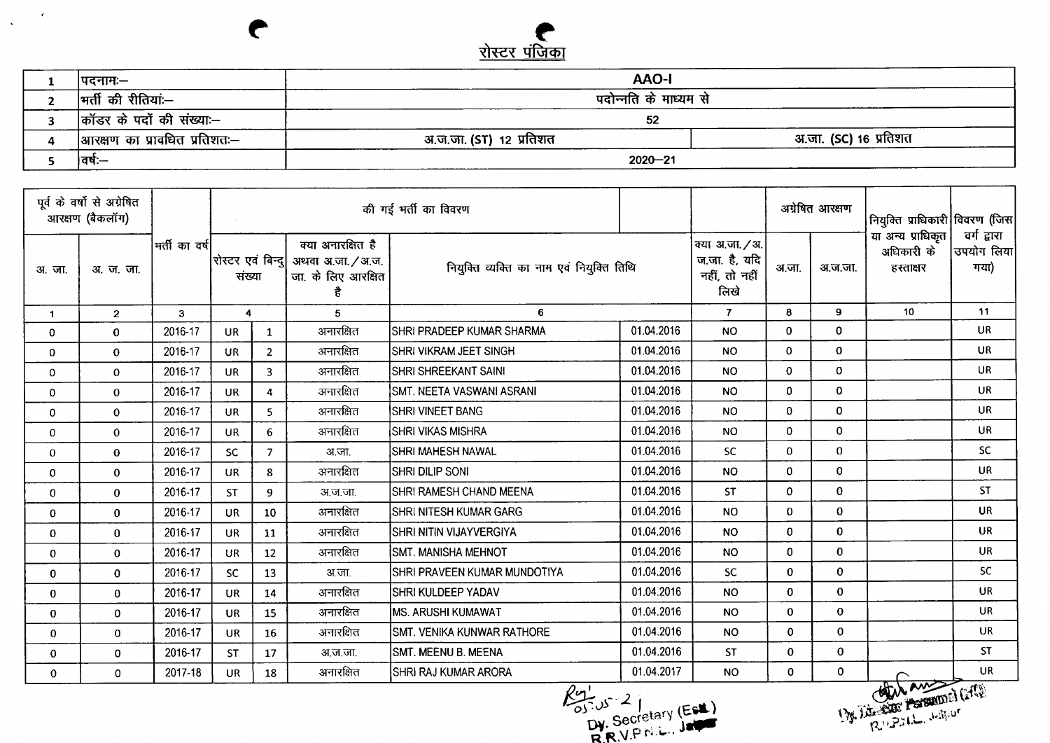# रोस्टर पंजिका

| | | | |
|---|---|---|---|
| 1 | पदनामः– | AAO-I | |
| 2 | भर्ती की रीतियां:– | पदोन्नति के माध्यम से | |
| 3 | कॉडर के पदों की संख्या:– | 52 | |
| 4 | आरक्षण का प्रावधित प्रतिशतः– | अ.ज.जा. (ST) 12 प्रतिशत | अ.जा. (SC) 16 प्रतिशत |
| 5 | वर्ष:– | 2020–21 | |

| पूर्व के वर्षों से अग्रेषित आरक्षण (बैकलॉग) | | भर्ती का वर्ष | की गई भर्ती का विवरण | | | | | | अग्रेषित आरक्षण | | नियुक्ति प्राधिकारी या अन्य प्राधिकृत अधिकारी के हस्ताक्षर | विवरण (जिस वर्ग द्वारा उपयोग लिया गया) |
|---|---|---|---|---|---|---|---|---|---|---|---|---|
| अ. जा. | अ. ज. जा. | | रोस्टर एवं बिन्दु संख्या | | क्या अनारक्षित है अथवा अ.जा./अ.ज. जा. के लिए आरक्षित है | नियुक्ति व्यक्ति का नाम एवं नियुक्ति तिथि | | क्या अ.जा./अ. ज.जा. है, यदि नहीं, तो नहीं लिखे | अ.जा. | अ.ज.जा. | | |
| 1 | 2 | 3 | 4 | | 5 | 6 | | 7 | 8 | 9 | 10 | 11 |
| 0 | 0 | 2016-17 | UR | 1 | अनारक्षित | SHRI PRADEEP KUMAR SHARMA | 01.04.2016 | NO | 0 | 0 | | UR |
| 0 | 0 | 2016-17 | UR | 2 | अनारक्षित | SHRI VIKRAM JEET SINGH | 01.04.2016 | NO | 0 | 0 | | UR |
| 0 | 0 | 2016-17 | UR | 3 | अनारक्षित | SHRI SHREEKANT SAINI | 01.04.2016 | NO | 0 | 0 | | UR |
| 0 | 0 | 2016-17 | UR | 4 | अनारक्षित | SMT. NEETA VASWANI ASRANI | 01.04.2016 | NO | 0 | 0 | | UR |
| 0 | 0 | 2016-17 | UR | 5 | अनारक्षित | SHRI VINEET BANG | 01.04.2016 | NO | 0 | 0 | | UR |
| 0 | 0 | 2016-17 | UR | 6 | अनारक्षित | SHRI VIKAS MISHRA | 01.04.2016 | NO | 0 | 0 | | UR |
| 0 | 0 | 2016-17 | SC | 7 | अ.जा. | SHRI MAHESH NAWAL | 01.04.2016 | SC | 0 | 0 | | SC |
| 0 | 0 | 2016-17 | UR | 8 | अनारक्षित | SHRI DILIP SONI | 01.04.2016 | NO | 0 | 0 | | UR |
| 0 | 0 | 2016-17 | ST | 9 | अ.ज.जा. | SHRI RAMESH CHAND MEENA | 01.04.2016 | ST | 0 | 0 | | ST |
| 0 | 0 | 2016-17 | UR | 10 | अनारक्षित | SHRI NITESH KUMAR GARG | 01.04.2016 | NO | 0 | 0 | | UR |
| 0 | 0 | 2016-17 | UR | 11 | अनारक्षित | SHRI NITIN VIJAYVERGIYA | 01.04.2016 | NO | 0 | 0 | | UR |
| 0 | 0 | 2016-17 | UR | 12 | अनारक्षित | SMT. MANISHA MEHNOT | 01.04.2016 | NO | 0 | 0 | | UR |
| 0 | 0 | 2016-17 | SC | 13 | अ.जा. | SHRI PRAVEEN KUMAR MUNDOTIYA | 01.04.2016 | SC | 0 | 0 | | SC |
| 0 | 0 | 2016-17 | UR | 14 | अनारक्षित | SHRI KULDEEP YADAV | 01.04.2016 | NO | 0 | 0 | | UR |
| 0 | 0 | 2016-17 | UR | 15 | अनारक्षित | MS. ARUSHI KUMAWAT | 01.04.2016 | NO | 0 | 0 | | UR |
| 0 | 0 | 2016-17 | UR | 16 | अनारक्षित | SMT. VENIKA KUNWAR RATHORE | 01.04.2016 | NO | 0 | 0 | | UR |
| 0 | 0 | 2016-17 | ST | 17 | अ.ज.जा. | SMT. MEENU B. MEENA | 01.04.2016 | ST | 0 | 0 | | ST |
| 0 | 0 | 2017-18 | UR | 18 | अनारक्षित | SHRI RAJ KUMAR ARORA | 01.04.2017 | NO | 0 | 0 | | UR |

05-05-21
Dy. Secretary (Estt.)
R.R.V.P.N.L. Jaipur

Dy. Director Personnel (HQ)
R.V.P.N.L. Jaipur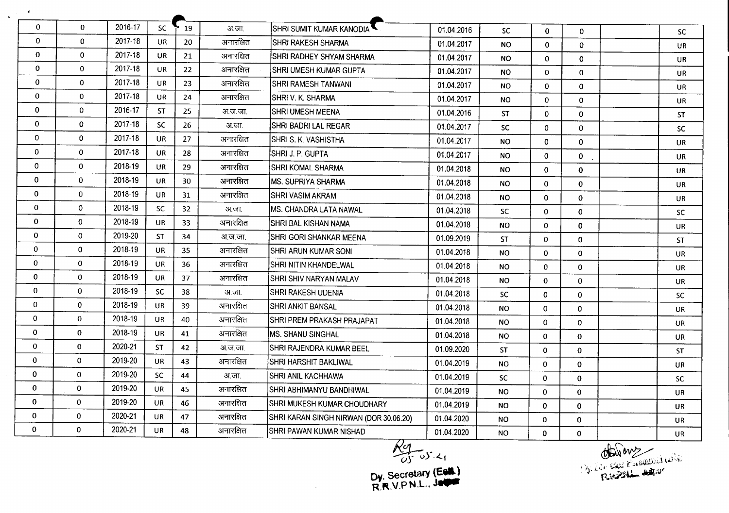| | | | | | | | | | | | | |
|---|---|---|---|---|---|---|---|---|---|---|---|---|
| 0 | 0 | 2016-17 | SC | 19 | अ.जा. | SHRI SUMIT KUMAR KANODIA | 01.04.2016 | SC | 0 | 0 | | SC |
| 0 | 0 | 2017-18 | UR | 20 | अनारक्षित | SHRI RAKESH SHARMA | 01.04.2017 | NO | 0 | 0 | | UR |
| 0 | 0 | 2017-18 | UR | 21 | अनारक्षित | SHRI RADHEY SHYAM SHARMA | 01.04.2017 | NO | 0 | 0 | | UR |
| 0 | 0 | 2017-18 | UR | 22 | अनारक्षित | SHRI UMESH KUMAR GUPTA | 01.04.2017 | NO | 0 | 0 | | UR |
| 0 | 0 | 2017-18 | UR | 23 | अनारक्षित | SHRI RAMESH TANWANI | 01.04.2017 | NO | 0 | 0 | | UR |
| 0 | 0 | 2017-18 | UR | 24 | अनारक्षित | SHRI V. K. SHARMA | 01.04.2017 | NO | 0 | 0 | | UR |
| 0 | 0 | 2016-17 | ST | 25 | अ.ज.जा. | SHRI UMESH MEENA | 01.04.2016 | ST | 0 | 0 | | ST |
| 0 | 0 | 2017-18 | SC | 26 | अ.जा. | SHRI BADRI LAL REGAR | 01.04.2017 | SC | 0 | 0 | | SC |
| 0 | 0 | 2017-18 | UR | 27 | अनारक्षित | SHRI S. K. VASHISTHA | 01.04.2017 | NO | 0 | 0 | | UR |
| 0 | 0 | 2017-18 | UR | 28 | अनारक्षित | SHRI J. P. GUPTA | 01.04.2017 | NO | 0 | 0 | | UR |
| 0 | 0 | 2018-19 | UR | 29 | अनारक्षित | SHRI KOMAL SHARMA | 01.04.2018 | NO | 0 | 0 | | UR |
| 0 | 0 | 2018-19 | UR | 30 | अनारक्षित | MS. SUPRIYA SHARMA | 01.04.2018 | NO | 0 | 0 | | UR |
| 0 | 0 | 2018-19 | UR | 31 | अनारक्षित | SHRI VASIM AKRAM | 01.04.2018 | NO | 0 | 0 | | UR |
| 0 | 0 | 2018-19 | SC | 32 | अ.जा. | MS. CHANDRA LATA NAWAL | 01.04.2018 | SC | 0 | 0 | | SC |
| 0 | 0 | 2018-19 | UR | 33 | अनारक्षित | SHRI BAL KISHAN NAMA | 01.04.2018 | NO | 0 | 0 | | UR |
| 0 | 0 | 2019-20 | ST | 34 | अ.ज.जा. | SHRI GORI SHANKAR MEENA | 01.09.2019 | ST | 0 | 0 | | ST |
| 0 | 0 | 2018-19 | UR | 35 | अनारक्षित | SHRI ARUN KUMAR SONI | 01.04.2018 | NO | 0 | 0 | | UR |
| 0 | 0 | 2018-19 | UR | 36 | अनारक्षित | SHRI NITIN KHANDELWAL | 01.04.2018 | NO | 0 | 0 | | UR |
| 0 | 0 | 2018-19 | UR | 37 | अनारक्षित | SHRI SHIV NARYAN MALAV | 01.04.2018 | NO | 0 | 0 | | UR |
| 0 | 0 | 2018-19 | SC | 38 | अ.जा. | SHRI RAKESH UDENIA | 01.04.2018 | SC | 0 | 0 | | SC |
| 0 | 0 | 2018-19 | UR | 39 | अनारक्षित | SHRI ANKIT BANSAL | 01.04.2018 | NO | 0 | 0 | | UR |
| 0 | 0 | 2018-19 | UR | 40 | अनारक्षित | SHRI PREM PRAKASH PRAJAPAT | 01.04.2018 | NO | 0 | 0 | | UR |
| 0 | 0 | 2018-19 | UR | 41 | अनारक्षित | MS. SHANU SINGHAL | 01.04.2018 | NO | 0 | 0 | | UR |
| 0 | 0 | 2020-21 | ST | 42 | अ.ज.जा. | SHRI RAJENDRA KUMAR BEEL | 01.09.2020 | ST | 0 | 0 | | ST |
| 0 | 0 | 2019-20 | UR | 43 | अनारक्षित | SHRI HARSHIT BAKLIWAL | 01.04.2019 | NO | 0 | 0 | | UR |
| 0 | 0 | 2019-20 | SC | 44 | अ.जा. | SHRI ANIL KACHHAWA | 01.04.2019 | SC | 0 | 0 | | SC |
| 0 | 0 | 2019-20 | UR | 45 | अनारक्षित | SHRI ABHIMANYU BANDHIWAL | 01.04.2019 | NO | 0 | 0 | | UR |
| 0 | 0 | 2019-20 | UR | 46 | अनारक्षित | SHRI MUKESH KUMAR CHOUDHARY | 01.04.2019 | NO | 0 | 0 | | UR |
| 0 | 0 | 2020-21 | UR | 47 | अनारक्षित | SHRI KARAN SINGH NIRWAN (DOR 30.06.20) | 01.04.2020 | NO | 0 | 0 | | UR |
| 0 | 0 | 2020-21 | UR | 48 | अनारक्षित | SHRI PAWAN KUMAR NISHAD | 01.04.2020 | NO | 0 | 0 | | UR |

05.05.21

Dy. Secretary (Estt.)
R.R.V.P.N.L., Jaipur